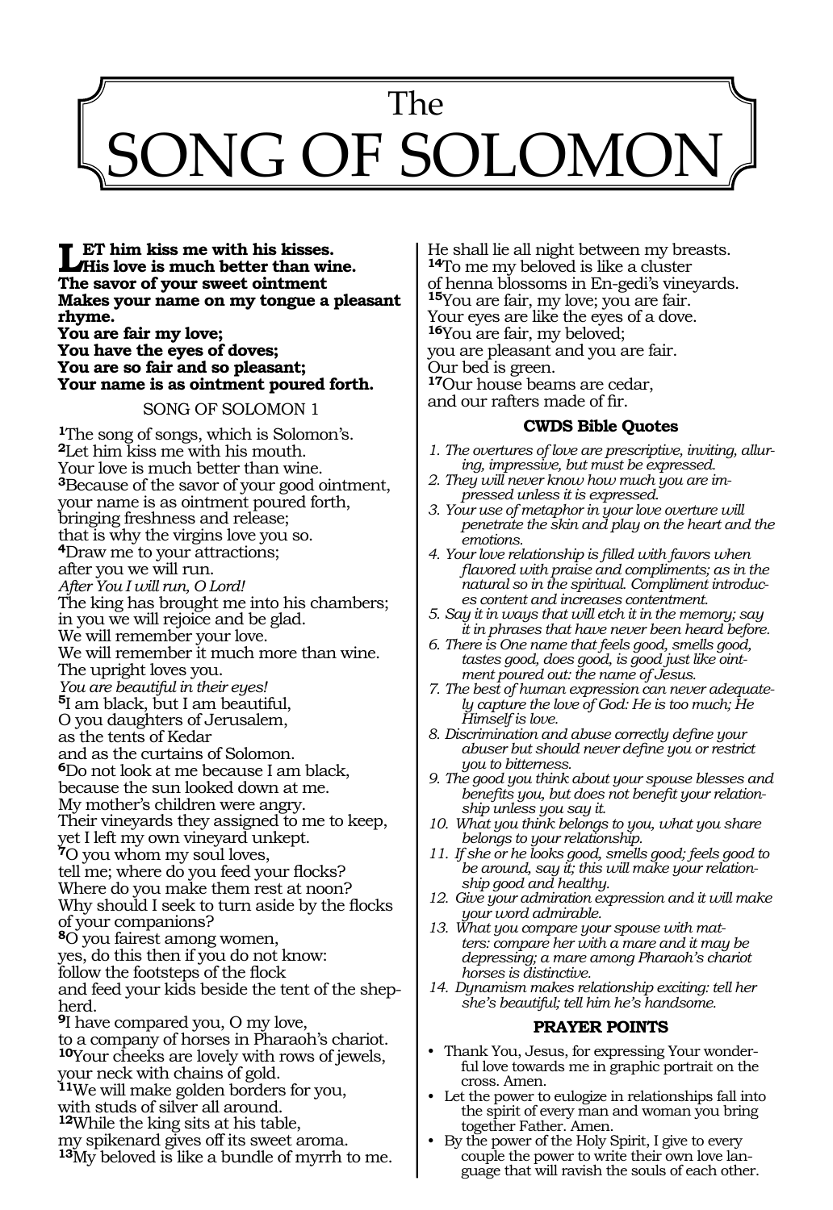# The SONG OF SOLOMON

**LET him kiss me with his kisses.**
**His love is much better than wine.**
**The savor of your sweet ointment**
**Makes your name on my tongue a pleasant rhyme.**
**You are fair my love;**
**You have the eyes of doves;**
**You are so fair and so pleasant;**
**Your name is as ointment poured forth.**

SONG OF SOLOMON 1

[1]The song of songs, which is Solomon's.
[2]Let him kiss me with his mouth.
Your love is much better than wine.
[3]Because of the savor of your good ointment,
your name is as ointment poured forth,
bringing freshness and release;
that is why the virgins love you so.
[4]Draw me to your attractions;
after you we will run.
*After You I will run, O Lord!*
The king has brought me into his chambers;
in you we will rejoice and be glad.
We will remember your love.
We will remember it much more than wine.
The upright loves you.
*You are beautiful in their eyes!*
[5]I am black, but I am beautiful,
O you daughters of Jerusalem,
as the tents of Kedar
and as the curtains of Solomon.
[6]Do not look at me because I am black,
because the sun looked down at me.
My mother's children were angry.
Their vineyards they assigned to me to keep,
yet I left my own vineyard unkept.
[7]O you whom my soul loves,
tell me; where do you feed your flocks?
Where do you make them rest at noon?
Why should I seek to turn aside by the flocks
of your companions?
[8]O you fairest among women,
yes, do this then if you do not know:
follow the footsteps of the flock
and feed your kids beside the tent of the shepherd.
[9]I have compared you, O my love,
to a company of horses in Pharaoh's chariot.
[10]Your cheeks are lovely with rows of jewels,
your neck with chains of gold.
[11]We will make golden borders for you,
with studs of silver all around.
[12]While the king sits at his table,
my spikenard gives off its sweet aroma.
[13]My beloved is like a bundle of myrrh to me.
He shall lie all night between my breasts.
[14]To me my beloved is like a cluster
of henna blossoms in En-gedi's vineyards.
[15]You are fair, my love; you are fair.
Your eyes are like the eyes of a dove.
[16]You are fair, my beloved;
you are pleasant and you are fair.
Our bed is green.
[17]Our house beams are cedar,
and our rafters made of fir.

### CWDS Bible Quotes

1. *The overtures of love are prescriptive, inviting, alluring, impressive, but must be expressed.*
2. *They will never know how much you are impressed unless it is expressed.*
3. *Your use of metaphor in your love overture will penetrate the skin and play on the heart and the emotions.*
4. *Your love relationship is filled with favors when flavored with praise and compliments; as in the natural so in the spiritual. Compliment introduces content and increases contentment.*
5. *Say it in ways that will etch it in the memory; say it in phrases that have never been heard before.*
6. *There is One name that feels good, smells good, tastes good, does good, is good just like ointment poured out: the name of Jesus.*
7. *The best of human expression can never adequately capture the love of God: He is too much; He Himself is love.*
8. *Discrimination and abuse correctly define your abuser but should never define you or restrict you to bitterness.*
9. *The good you think about your spouse blesses and benefits you, but does not benefit your relationship unless you say it.*
10. *What you think belongs to you, what you share belongs to your relationship.*
11. *If she or he looks good, smells good; feels good to be around, say it; this will make your relationship good and healthy.*
12. *Give your admiration expression and it will make your word admirable.*
13. *What you compare your spouse with matters: compare her with a mare and it may be depressing; a mare among Pharaoh's chariot horses is distinctive.*
14. *Dynamism makes relationship exciting: tell her she's beautiful; tell him he's handsome.*

### PRAYER POINTS

- Thank You, Jesus, for expressing Your wonderful love towards me in graphic portrait on the cross. Amen.
- Let the power to eulogize in relationships fall into the spirit of every man and woman you bring together Father. Amen.
- By the power of the Holy Spirit, I give to every couple the power to write their own love language that will ravish the souls of each other.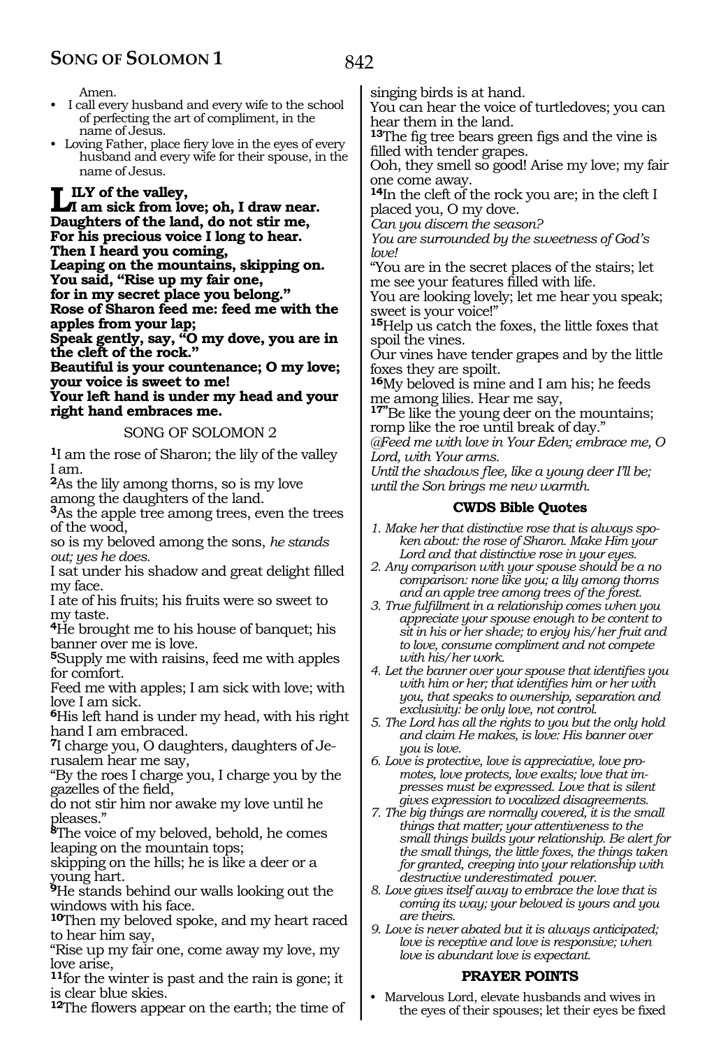Amen.

- I call every husband and every wife to the school of perfecting the art of compliment, in the name of Jesus.
- Loving Father, place fiery love in the eyes of every husband and every wife for their spouse, in the name of Jesus.

**LILY of the valley,**
**I am sick from love; oh, I draw near.**
**Daughters of the land, do not stir me,**
**For his precious voice I long to hear.**
**Then I heard you coming,**
**Leaping on the mountains, skipping on.**
**You said, "Rise up my fair one,**
**for in my secret place you belong."**
**Rose of Sharon feed me: feed me with the apples from your lap;**
**Speak gently, say, "O my dove, you are in the cleft of the rock."**
**Beautiful is your countenance; O my love; your voice is sweet to me!**
**Your left hand is under my head and your right hand embraces me.**

## SONG OF SOLOMON 2

[1]I am the rose of Sharon; the lily of the valley I am.
[2]As the lily among thorns, so is my love among the daughters of the land.
[3]As the apple tree among trees, even the trees of the wood,
so is my beloved among the sons, *he stands out; yes he does.*
I sat under his shadow and great delight filled my face.
I ate of his fruits; his fruits were so sweet to my taste.
[4]He brought me to his house of banquet; his banner over me is love.
[5]Supply me with raisins, feed me with apples for comfort.
Feed me with apples; I am sick with love; with love I am sick.
[6]His left hand is under my head, with his right hand I am embraced.
[7]I charge you, O daughters, daughters of Jerusalem hear me say,
"By the roes I charge you, I charge you by the gazelles of the field,
do not stir him nor awake my love until he pleases."
[8]The voice of my beloved, behold, he comes leaping on the mountain tops;
skipping on the hills; he is like a deer or a young hart.
[9]He stands behind our walls looking out the windows with his face.
[10]Then my beloved spoke, and my heart raced to hear him say,
"Rise up my fair one, come away my love, my love arise,
[11]for the winter is past and the rain is gone; it is clear blue skies.
[12]The flowers appear on the earth; the time of singing birds is at hand.
You can hear the voice of turtledoves; you can hear them in the land.
[13]The fig tree bears green figs and the vine is filled with tender grapes.
Ooh, they smell so good! Arise my love; my fair one come away.
[14]In the cleft of the rock you are; in the cleft I placed you, O my dove.
*Can you discern the season?*
*You are surrounded by the sweetness of God's love!*
"You are in the secret places of the stairs; let me see your features filled with life.
You are looking lovely; let me hear you speak; sweet is your voice!"
[15]Help us catch the foxes, the little foxes that spoil the vines.
Our vines have tender grapes and by the little foxes they are spoilt.
[16]My beloved is mine and I am his; he feeds me among lilies. Hear me say,
[17]"Be like the young deer on the mountains; romp like the roe until break of day."
*@Feed me with love in Your Eden; embrace me, O Lord, with Your arms.*
*Until the shadows flee, like a young deer I'll be; until the Son brings me new warmth.*

### CWDS Bible Quotes

1. *Make her that distinctive rose that is always spoken about: the rose of Sharon. Make Him your Lord and that distinctive rose in your eyes.*
2. *Any comparison with your spouse should be a no comparison: none like you; a lily among thorns and an apple tree among trees of the forest.*
3. *True fulfillment in a relationship comes when you appreciate your spouse enough to be content to sit in his or her shade; to enjoy his/her fruit and to love, consume compliment and not compete with his/her work.*
4. *Let the banner over your spouse that identifies you with him or her; that identifies him or her with you, that speaks to ownership, separation and exclusivity: be only love, not control.*
5. *The Lord has all the rights to you but the only hold and claim He makes, is love: His banner over you is love.*
6. *Love is protective, love is appreciative, love promotes, love protects, love exalts; love that impresses must be expressed. Love that is silent gives expression to vocalized disagreements.*
7. *The big things are normally covered, it is the small things that matter; your attentiveness to the small things builds your relationship. Be alert for the small things, the little foxes, the things taken for granted, creeping into your relationship with destructive underestimated power.*
8. *Love gives itself away to embrace the love that is coming its way; your beloved is yours and you are theirs.*
9. *Love is never abated but it is always anticipated; love is receptive and love is responsive; when love is abundant love is expectant.*

### PRAYER POINTS

- Marvelous Lord, elevate husbands and wives in the eyes of their spouses; let their eyes be fixed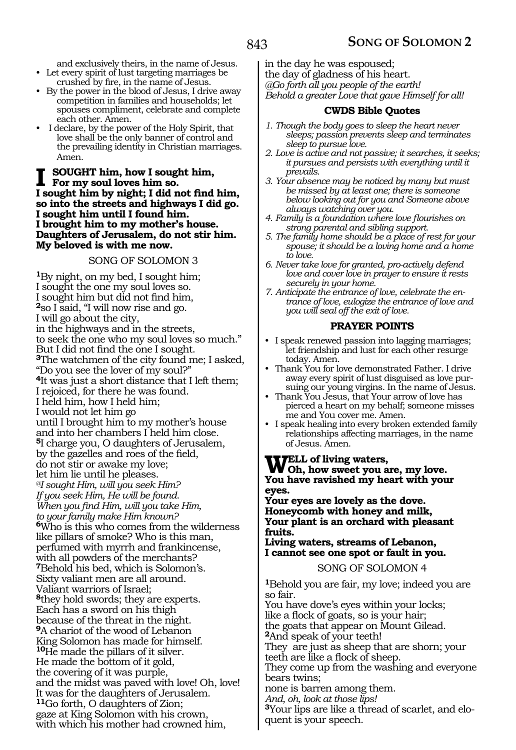and exclusively theirs, in the name of Jesus.

- Let every spirit of lust targeting marriages be crushed by fire, in the name of Jesus.
- By the power in the blood of Jesus, I drive away competition in families and households; let spouses compliment, celebrate and complete each other. Amen.
- I declare, by the power of the Holy Spirit, that love shall be the only banner of control and the prevailing identity in Christian marriages. Amen.

**I SOUGHT him, how I sought him,
For my soul loves him so.
I sought him by night; I did not find him,
so into the streets and highways I did go.
I sought him until I found him.
I brought him to my mother's house.
Daughters of Jerusalem, do not stir him.
My beloved is with me now.**

SONG OF SOLOMON 3

[1]By night, on my bed, I sought him;
I sought the one my soul loves so.
I sought him but did not find him,
[2]so I said, "I will now rise and go.
I will go about the city,
in the highways and in the streets,
to seek the one who my soul loves so much."
But I did not find the one I sought.
[3]The watchmen of the city found me; I asked,
"Do you see the lover of my soul?"
[4]It was just a short distance that I left them;
I rejoiced, for there he was found.
I held him, how I held him;
I would not let him go
until I brought him to my mother's house
and into her chambers I held him close.
[5]I charge you, O daughters of Jerusalem,
by the gazelles and roes of the field,
do not stir or awake my love;
let him lie until he pleases.
*@I sought Him, will you seek Him?
If you seek Him, He will be found.
When you find Him, will you take Him,
to your family make Him known?*
[6]Who is this who comes from the wilderness
like pillars of smoke? Who is this man,
perfumed with myrrh and frankincense,
with all powders of the merchants?
[7]Behold his bed, which is Solomon's.
Sixty valiant men are all around.
Valiant warriors of Israel;
[8]they hold swords; they are experts.
Each has a sword on his thigh
because of the threat in the night.
[9]A chariot of the wood of Lebanon
King Solomon has made for himself.
[10]He made the pillars of it silver.
He made the bottom of it gold,
the covering of it was purple,
and the midst was paved with love! Oh, love!
It was for the daughters of Jerusalem.
[11]Go forth, O daughters of Zion;
gaze at King Solomon with his crown,
with which his mother had crowned him,
in the day he was espoused;
the day of gladness of his heart.
*@Go forth all you people of the earth!
Behold a greater Love that gave Himself for all!*

### CWDS Bible Quotes

1. *Though the body goes to sleep the heart never sleeps; passion prevents sleep and terminates sleep to pursue love.*
2. *Love is active and not passive; it searches, it seeks; it pursues and persists with everything until it prevails.*
3. *Your absence may be noticed by many but must be missed by at least one; there is someone below looking out for you and Someone above always watching over you.*
4. *Family is a foundation where love flourishes on strong parental and sibling support.*
5. *The family home should be a place of rest for your spouse; it should be a loving home and a home to love.*
6. *Never take love for granted, pro-actively defend love and cover love in prayer to ensure it rests securely in your home.*
7. *Anticipate the entrance of love, celebrate the entrance of love, eulogize the entrance of love and you will seal off the exit of love.*

### PRAYER POINTS

- I speak renewed passion into lagging marriages; let friendship and lust for each other resurge today. Amen.
- Thank You for love demonstrated Father. I drive away every spirit of lust disguised as love pursuing our young virgins. In the name of Jesus.
- Thank You Jesus, that Your arrow of love has pierced a heart on my behalf; someone misses me and You cover me. Amen.
- I speak healing into every broken extended family relationships affecting marriages, in the name of Jesus. Amen.

**WELL of living waters,
Oh, how sweet you are, my love.
You have ravished my heart with your eyes.
Your eyes are lovely as the dove.
Honeycomb with honey and milk,
Your plant is an orchard with pleasant fruits.
Living waters, streams of Lebanon,
I cannot see one spot or fault in you.**

SONG OF SOLOMON 4

[1]Behold you are fair, my love; indeed you are so fair.
You have dove's eyes within your locks;
like a flock of goats, so is your hair;
the goats that appear on Mount Gilead.
[2]And speak of your teeth!
They are just as sheep that are shorn; your teeth are like a flock of sheep.
They come up from the washing and everyone bears twins;
none is barren among them.
*And, oh, look at those lips!*
[3]Your lips are like a thread of scarlet, and eloquent is your speech.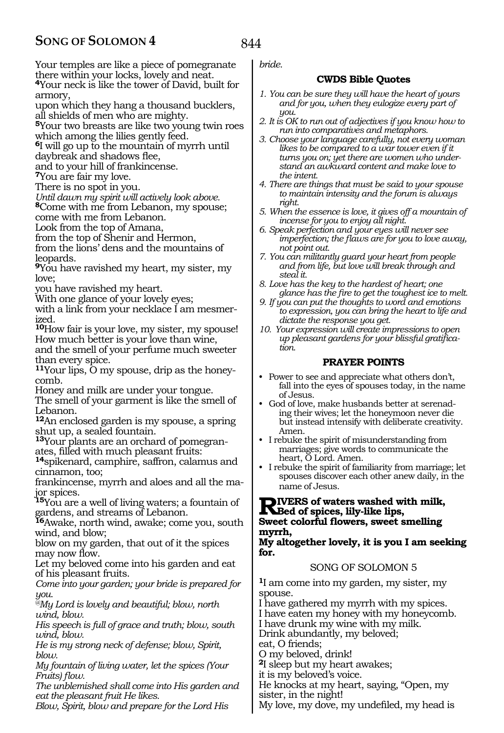Your temples are like a piece of pomegranate there within your locks, lovely and neat.
**4**Your neck is like the tower of David, built for armory,
upon which they hang a thousand bucklers, all shields of men who are mighty.
**5**Your two breasts are like two young twin roes which among the lilies gently feed.
**6**I will go up to the mountain of myrrh until daybreak and shadows flee,
and to your hill of frankincense.
**7**You are fair my love.
There is no spot in you.
*Until dawn my spirit will actively look above.*
**8**Come with me from Lebanon, my spouse; come with me from Lebanon.
Look from the top of Amana,
from the top of Shenir and Hermon,
from the lions' dens and the mountains of leopards.
**9**You have ravished my heart, my sister, my love;
you have ravished my heart.
With one glance of your lovely eyes;
with a link from your necklace I am mesmerized.
**10**How fair is your love, my sister, my spouse!
How much better is your love than wine,
and the smell of your perfume much sweeter than every spice.
**11**Your lips, O my spouse, drip as the honeycomb.
Honey and milk are under your tongue.
The smell of your garment is like the smell of Lebanon.
**12**An enclosed garden is my spouse, a spring shut up, a sealed fountain.
**13**Your plants are an orchard of pomegranates, filled with much pleasant fruits:
**14**spikenard, camphire, saffron, calamus and cinnamon, too;
frankincense, myrrh and aloes and all the major spices.
**15**You are a well of living waters; a fountain of gardens, and streams of Lebanon.
**16**Awake, north wind, awake; come you, south wind, and blow;
blow on my garden, that out of it the spices may now flow.
Let my beloved come into his garden and eat of his pleasant fruits.
*Come into your garden; your bride is prepared for you.*
*@My Lord is lovely and beautiful; blow, north wind, blow.*
*His speech is full of grace and truth; blow, south wind, blow.*
*He is my strong neck of defense; blow, Spirit, blow.*
*My fountain of living water, let the spices (Your Fruits) flow.*
*The unblemished shall come into His garden and eat the pleasant fruit He likes.*
*Blow, Spirit, blow and prepare for the Lord His bride.*

### CWDS Bible Quotes

1. *You can be sure they will have the heart of yours and for you, when they eulogize every part of you.*
2. *It is OK to run out of adjectives if you know how to run into comparatives and metaphors.*
3. *Choose your language carefully, not every woman likes to be compared to a war tower even if it turns you on; yet there are women who understand an awkward content and make love to the intent.*
4. *There are things that must be said to your spouse to maintain intensity and the forum is always right.*
5. *When the essence is love, it gives off a mountain of incense for you to enjoy all night.*
6. *Speak perfection and your eyes will never see imperfection; the flaws are for you to love away, not point out.*
7. *You can militantly guard your heart from people and from life, but love will break through and steal it.*
8. *Love has the key to the hardest of heart; one glance has the fire to get the toughest ice to melt.*
9. *If you can put the thoughts to word and emotions to expression, you can bring the heart to life and dictate the response you get.*
10. *Your expression will create impressions to open up pleasant gardens for your blissful gratification.*

### PRAYER POINTS

- Power to see and appreciate what others don't, fall into the eyes of spouses today, in the name of Jesus.
- God of love, make husbands better at serenading their wives; let the honeymoon never die but instead intensify with deliberate creativity. Amen.
- I rebuke the spirit of misunderstanding from marriages; give words to communicate the heart, O Lord. Amen.
- I rebuke the spirit of familiarity from marriage; let spouses discover each other anew daily, in the name of Jesus.

**RIVERS of waters washed with milk,**
**Bed of spices, lily-like lips,**
**Sweet colorful flowers, sweet smelling myrrh,**
**My altogether lovely, it is you I am seeking for.**

## SONG OF SOLOMON 5

**1**I am come into my garden, my sister, my spouse.
I have gathered my myrrh with my spices.
I have eaten my honey with my honeycomb.
I have drunk my wine with my milk.
Drink abundantly, my beloved;
eat, O friends;
O my beloved, drink!
**2**I sleep but my heart awakes;
it is my beloved's voice.
He knocks at my heart, saying, "Open, my sister, in the night!
My love, my dove, my undefiled, my head is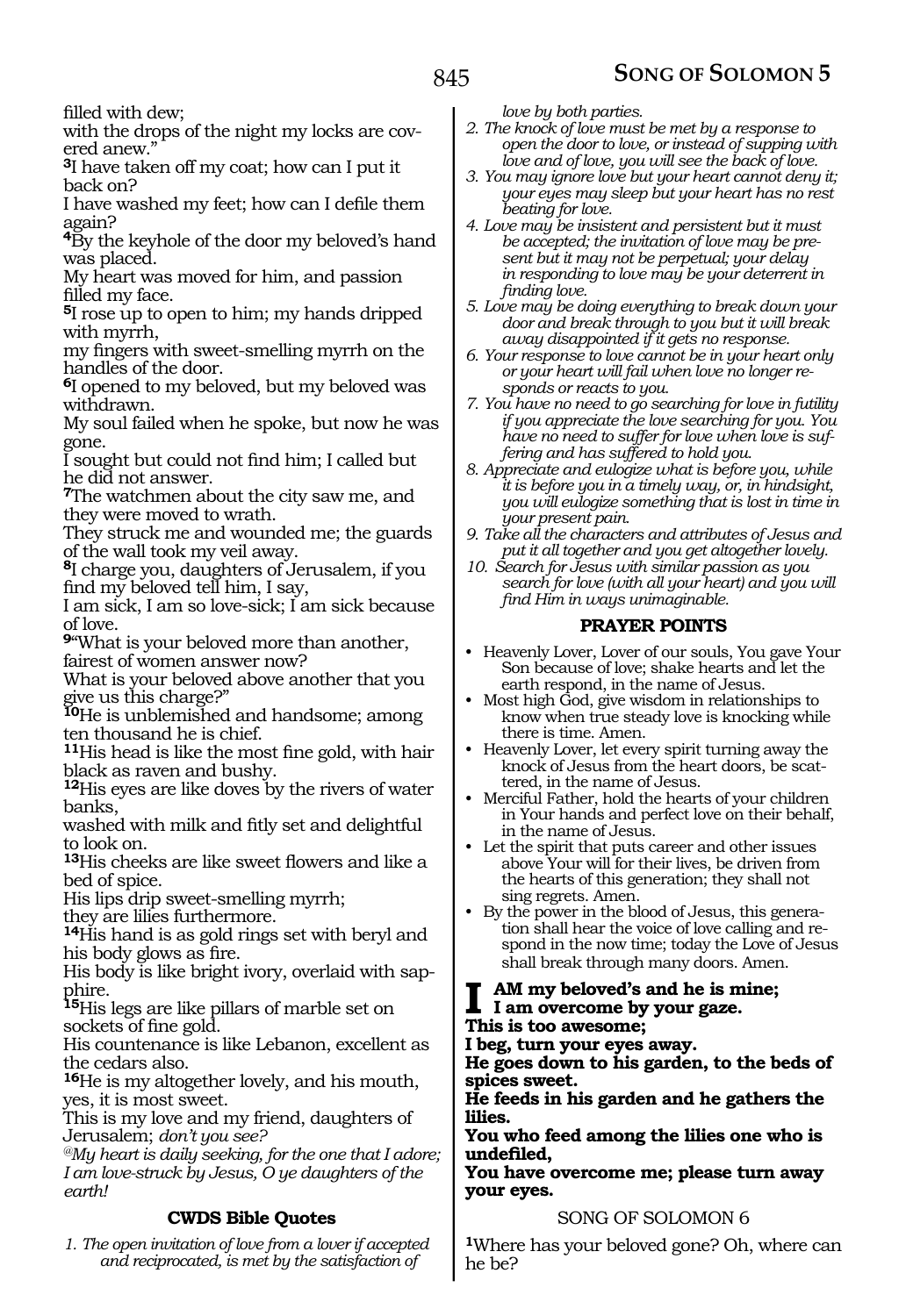filled with dew;
with the drops of the night my locks are covered anew."

**3**I have taken off my coat; how can I put it back on?
I have washed my feet; how can I defile them again?

**4**By the keyhole of the door my beloved's hand was placed.
My heart was moved for him, and passion filled my face.

**5**I rose up to open to him; my hands dripped with myrrh,
my fingers with sweet-smelling myrrh on the handles of the door.

**6**I opened to my beloved, but my beloved was withdrawn.
My soul failed when he spoke, but now he was gone.
I sought but could not find him; I called but he did not answer.

**7**The watchmen about the city saw me, and they were moved to wrath.
They struck me and wounded me; the guards of the wall took my veil away.

**8**I charge you, daughters of Jerusalem, if you find my beloved tell him, I say,
I am sick, I am so love-sick; I am sick because of love.

**9**"What is your beloved more than another, fairest of women answer now?
What is your beloved above another that you give us this charge?"

**10**He is unblemished and handsome; among ten thousand he is chief.

**11**His head is like the most fine gold, with hair black as raven and bushy.

**12**His eyes are like doves by the rivers of water banks,
washed with milk and fitly set and delightful to look on.

**13**His cheeks are like sweet flowers and like a bed of spice.
His lips drip sweet-smelling myrrh;
they are lilies furthermore.

**14**His hand is as gold rings set with beryl and his body glows as fire.
His body is like bright ivory, overlaid with sapphire.

**15**His legs are like pillars of marble set on sockets of fine gold.
His countenance is like Lebanon, excellent as the cedars also.

**16**He is my altogether lovely, and his mouth, yes, it is most sweet.
This is my love and my friend, daughters of Jerusalem; *don't you see?*

*@My heart is daily seeking, for the one that I adore; I am love-struck by Jesus, O ye daughters of the earth!*

### CWDS Bible Quotes

1. *The open invitation of love from a lover if accepted and reciprocated, is met by the satisfaction of love by both parties.*
2. *The knock of love must be met by a response to open the door to love, or instead of supping with love and of love, you will see the back of love.*
3. *You may ignore love but your heart cannot deny it; your eyes may sleep but your heart has no rest beating for love.*
4. *Love may be insistent and persistent but it must be accepted; the invitation of love may be present but it may not be perpetual; your delay in responding to love may be your deterrent in finding love.*
5. *Love may be doing everything to break down your door and break through to you but it will break away disappointed if it gets no response.*
6. *Your response to love cannot be in your heart only or your heart will fail when love no longer responds or reacts to you.*
7. *You have no need to go searching for love in futility if you appreciate the love searching for you. You have no need to suffer for love when love is suffering and has suffered to hold you.*
8. *Appreciate and eulogize what is before you, while it is before you in a timely way, or, in hindsight, you will eulogize something that is lost in time in your present pain.*
9. *Take all the characters and attributes of Jesus and put it all together and you get altogether lovely.*
10. *Search for Jesus with similar passion as you search for love (with all your heart) and you will find Him in ways unimaginable.*

### PRAYER POINTS

- Heavenly Lover, Lover of our souls, You gave Your Son because of love; shake hearts and let the earth respond, in the name of Jesus.
- Most high God, give wisdom in relationships to know when true steady love is knocking while there is time. Amen.
- Heavenly Lover, let every spirit turning away the knock of Jesus from the heart doors, be scattered, in the name of Jesus.
- Merciful Father, hold the hearts of your children in Your hands and perfect love on their behalf, in the name of Jesus.
- Let the spirit that puts career and other issues above Your will for their lives, be driven from the hearts of this generation; they shall not sing regrets. Amen.
- By the power in the blood of Jesus, this generation shall hear the voice of love calling and respond in the now time; today the Love of Jesus shall break through many doors. Amen.

**I AM my beloved's and he is mine;**
**I am overcome by your gaze.**
**This is too awesome;**
**I beg, turn your eyes away.**
**He goes down to his garden, to the beds of spices sweet.**
**He feeds in his garden and he gathers the lilies.**
**You who feed among the lilies one who is undefiled,**
**You have overcome me; please turn away your eyes.**

## SONG OF SOLOMON 6

**1**Where has your beloved gone? Oh, where can he be?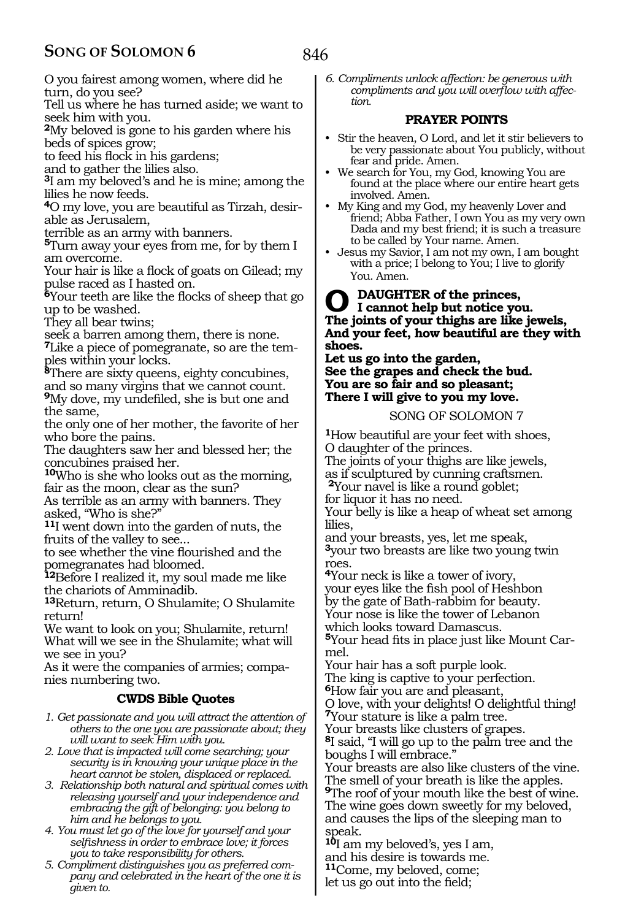O you fairest among women, where did he turn, do you see?
Tell us where he has turned aside; we want to seek him with you.
**2**My beloved is gone to his garden where his beds of spices grow;
to feed his flock in his gardens;
and to gather the lilies also.
**3**I am my beloved's and he is mine; among the lilies he now feeds.
**4**O my love, you are beautiful as Tirzah, desirable as Jerusalem,
terrible as an army with banners.
**5**Turn away your eyes from me, for by them I am overcome.
Your hair is like a flock of goats on Gilead; my pulse raced as I hasted on.
**6**Your teeth are like the flocks of sheep that go up to be washed.
They all bear twins;
seek a barren among them, there is none.
**7**Like a piece of pomegranate, so are the temples within your locks.
**8**There are sixty queens, eighty concubines, and so many virgins that we cannot count.
**9**My dove, my undefiled, she is but one and the same,
the only one of her mother, the favorite of her who bore the pains.
The daughters saw her and blessed her; the concubines praised her.
**10**Who is she who looks out as the morning, fair as the moon, clear as the sun?
As terrible as an army with banners. They asked, "Who is she?"
**11**I went down into the garden of nuts, the fruits of the valley to see...
to see whether the vine flourished and the pomegranates had bloomed.
**12**Before I realized it, my soul made me like the chariots of Amminadib.
**13**Return, return, O Shulamite; O Shulamite return!
We want to look on you; Shulamite, return!
What will we see in the Shulamite; what will we see in you?
As it were the companies of armies; companies numbering two.

### CWDS Bible Quotes

1. *Get passionate and you will attract the attention of others to the one you are passionate about; they will want to seek Him with you.*
2. *Love that is impacted will come searching; your security is in knowing your unique place in the heart cannot be stolen, displaced or replaced.*
3. *Relationship both natural and spiritual comes with releasing yourself and your independence and embracing the gift of belonging: you belong to him and he belongs to you.*
4. *You must let go of the love for yourself and your selfishness in order to embrace love; it forces you to take responsibility for others.*
5. *Compliment distinguishes you as preferred company and celebrated in the heart of the one it is given to.*
6. *Compliments unlock affection: be generous with compliments and you will overflow with affection.*

### PRAYER POINTS

- Stir the heaven, O Lord, and let it stir believers to be very passionate about You publicly, without fear and pride. Amen.
- We search for You, my God, knowing You are found at the place where our entire heart gets involved. Amen.
- My King and my God, my heavenly Lover and friend; Abba Father, I own You as my very own Dada and my best friend; it is such a treasure to be called by Your name. Amen.
- Jesus my Savior, I am not my own, I am bought with a price; I belong to You; I live to glorify You. Amen.

**O DAUGHTER of the princes,**
**I cannot help but notice you.**
**The joints of your thighs are like jewels,**
**And your feet, how beautiful are they with shoes.**
**Let us go into the garden,**
**See the grapes and check the bud.**
**You are so fair and so pleasant;**
**There I will give to you my love.**

## SONG OF SOLOMON 7

**1**How beautiful are your feet with shoes,
O daughter of the princes.
The joints of your thighs are like jewels,
as if sculptured by cunning craftsmen.
**2**Your navel is like a round goblet;
for liquor it has no need.
Your belly is like a heap of wheat set among lilies,
and your breasts, yes, let me speak,
**3**your two breasts are like two young twin roes.
**4**Your neck is like a tower of ivory,
your eyes like the fish pool of Heshbon
by the gate of Bath-rabbim for beauty.
Your nose is like the tower of Lebanon
which looks toward Damascus.
**5**Your head fits in place just like Mount Carmel.
Your hair has a soft purple look.
The king is captive to your perfection.
**6**How fair you are and pleasant,
O love, with your delights! O delightful thing!
**7**Your stature is like a palm tree.
Your breasts like clusters of grapes.
**8**I said, "I will go up to the palm tree and the boughs I will embrace."
Your breasts are also like clusters of the vine.
The smell of your breath is like the apples.
**9**The roof of your mouth like the best of wine.
The wine goes down sweetly for my beloved,
and causes the lips of the sleeping man to speak.
**10**I am my beloved's, yes I am,
and his desire is towards me.
**11**Come, my beloved, come;
let us go out into the field;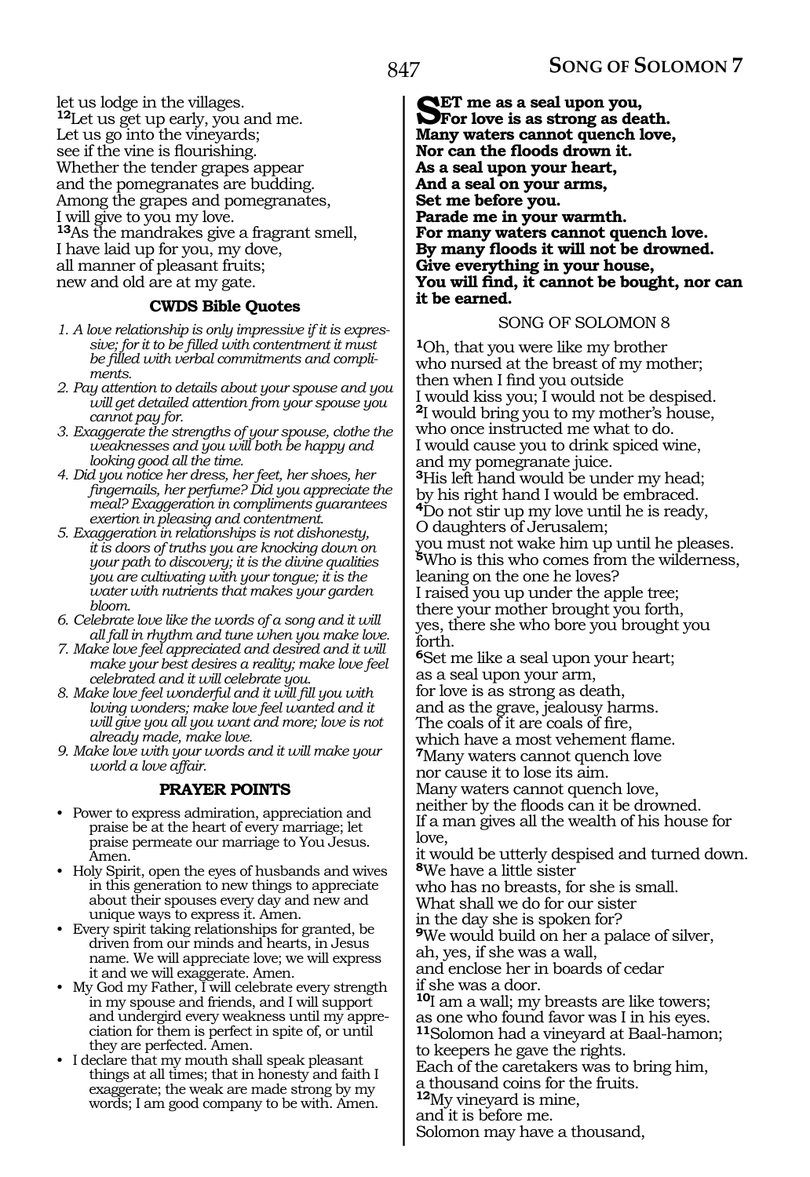let us lodge in the villages.
[12]Let us get up early, you and me.
Let us go into the vineyards;
see if the vine is flourishing.
Whether the tender grapes appear
and the pomegranates are budding.
Among the grapes and pomegranates,
I will give to you my love.
[13]As the mandrakes give a fragrant smell,
I have laid up for you, my dove,
all manner of pleasant fruits;
new and old are at my gate.

### CWDS Bible Quotes

1. *A love relationship is only impressive if it is expressive; for it to be filled with contentment it must be filled with verbal commitments and compliments.*
2. *Pay attention to details about your spouse and you will get detailed attention from your spouse you cannot pay for.*
3. *Exaggerate the strengths of your spouse, clothe the weaknesses and you will both be happy and looking good all the time.*
4. *Did you notice her dress, her feet, her shoes, her fingernails, her perfume? Did you appreciate the meal? Exaggeration in compliments guarantees exertion in pleasing and contentment.*
5. *Exaggeration in relationships is not dishonesty, it is doors of truths you are knocking down on your path to discovery; it is the divine qualities you are cultivating with your tongue; it is the water with nutrients that makes your garden bloom.*
6. *Celebrate love like the words of a song and it will all fall in rhythm and tune when you make love.*
7. *Make love feel appreciated and desired and it will make your best desires a reality; make love feel celebrated and it will celebrate you.*
8. *Make love feel wonderful and it will fill you with loving wonders; make love feel wanted and it will give you all you want and more; love is not already made, make love.*
9. *Make love with your words and it will make your world a love affair.*

### PRAYER POINTS

- Power to express admiration, appreciation and praise be at the heart of every marriage; let praise permeate our marriage to You Jesus. Amen.
- Holy Spirit, open the eyes of husbands and wives in this generation to new things to appreciate about their spouses every day and new and unique ways to express it. Amen.
- Every spirit taking relationships for granted, be driven from our minds and hearts, in Jesus name. We will appreciate love; we will express it and we will exaggerate. Amen.
- My God my Father, I will celebrate every strength in my spouse and friends, and I will support and undergird every weakness until my appreciation for them is perfect in spite of, or until they are perfected. Amen.
- I declare that my mouth shall speak pleasant things at all times; that in honesty and faith I exaggerate; the weak are made strong by my words; I am good company to be with. Amen.

**SET me as a seal upon you,**
**For love is as strong as death.**
**Many waters cannot quench love,**
**Nor can the floods drown it.**
**As a seal upon your heart,**
**And a seal on your arms,**
**Set me before you.**
**Parade me in your warmth.**
**For many waters cannot quench love.**
**By many floods it will not be drowned.**
**Give everything in your house,**
**You will find, it cannot be bought, nor can it be earned.**

## SONG OF SOLOMON 8

[1]Oh, that you were like my brother
who nursed at the breast of my mother;
then when I find you outside
I would kiss you; I would not be despised.
[2]I would bring you to my mother's house,
who once instructed me what to do.
I would cause you to drink spiced wine,
and my pomegranate juice.
[3]His left hand would be under my head;
by his right hand I would be embraced.
[4]Do not stir up my love until he is ready,
O daughters of Jerusalem;
you must not wake him up until he pleases.
[5]Who is this who comes from the wilderness,
leaning on the one he loves?
I raised you up under the apple tree;
there your mother brought you forth,
yes, there she who bore you brought you forth.
[6]Set me like a seal upon your heart;
as a seal upon your arm,
for love is as strong as death,
and as the grave, jealousy harms.
The coals of it are coals of fire,
which have a most vehement flame.
[7]Many waters cannot quench love
nor cause it to lose its aim.
Many waters cannot quench love,
neither by the floods can it be drowned.
If a man gives all the wealth of his house for love,
it would be utterly despised and turned down.
[8]We have a little sister
who has no breasts, for she is small.
What shall we do for our sister
in the day she is spoken for?
[9]We would build on her a palace of silver,
ah, yes, if she was a wall,
and enclose her in boards of cedar
if she was a door.
[10]I am a wall; my breasts are like towers;
as one who found favor was I in his eyes.
[11]Solomon had a vineyard at Baal-hamon;
to keepers he gave the rights.
Each of the caretakers was to bring him,
a thousand coins for the fruits.
[12]My vineyard is mine,
and it is before me.
Solomon may have a thousand,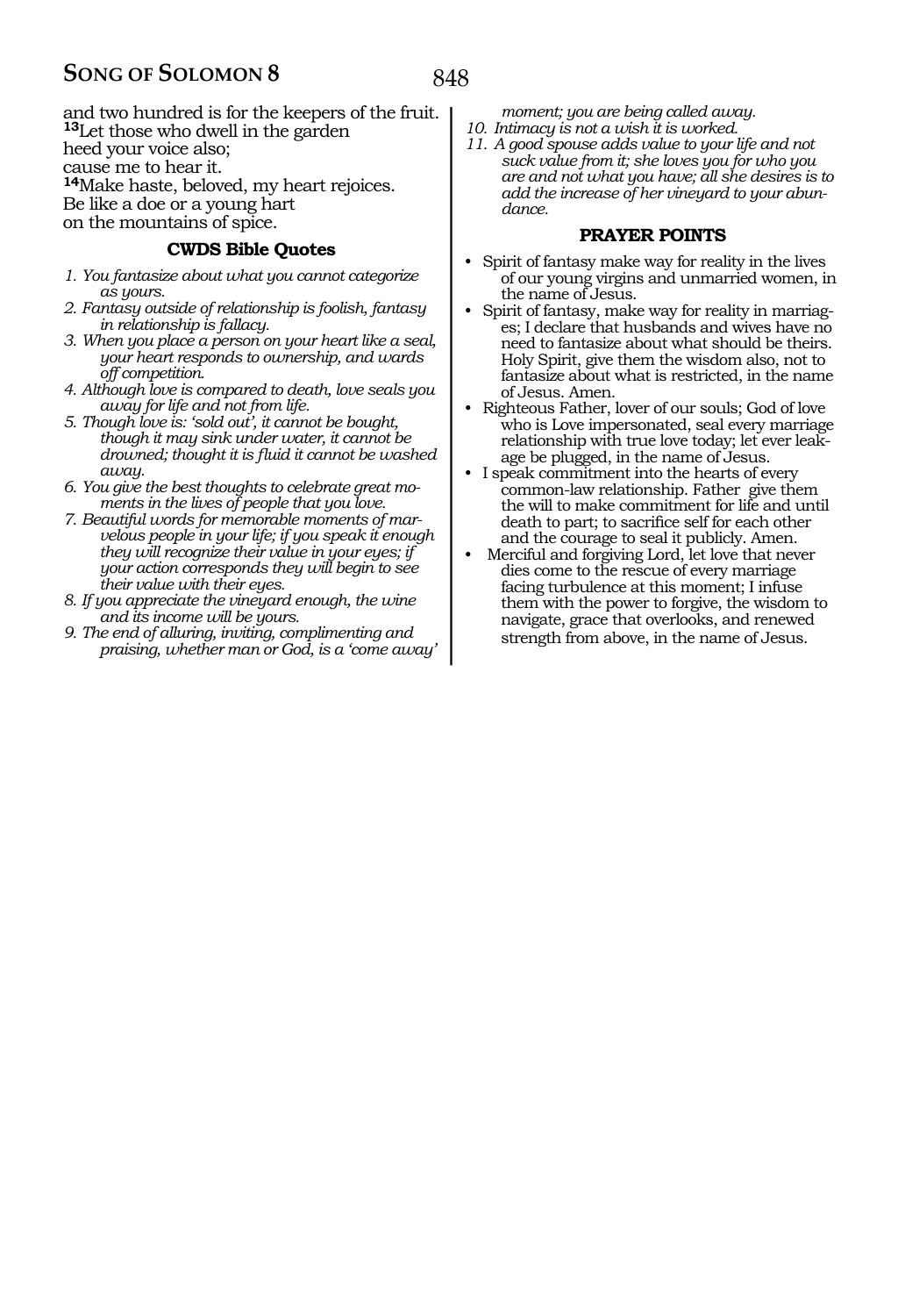and two hundred is for the keepers of the fruit.
**13**Let those who dwell in the garden
heed your voice also;
cause me to hear it.
**14**Make haste, beloved, my heart rejoices.
Be like a doe or a young hart
on the mountains of spice.

### CWDS Bible Quotes

1. *You fantasize about what you cannot categorize as yours.*
2. *Fantasy outside of relationship is foolish, fantasy in relationship is fallacy.*
3. *When you place a person on your heart like a seal, your heart responds to ownership, and wards off competition.*
4. *Although love is compared to death, love seals you away for life and not from life.*
5. *Though love is: 'sold out', it cannot be bought, though it may sink under water, it cannot be drowned; thought it is fluid it cannot be washed away.*
6. *You give the best thoughts to celebrate great moments in the lives of people that you love.*
7. *Beautiful words for memorable moments of marvelous people in your life; if you speak it enough they will recognize their value in your eyes; if your action corresponds they will begin to see their value with their eyes.*
8. *If you appreciate the vineyard enough, the wine and its income will be yours.*
9. *The end of alluring, inviting, complimenting and praising, whether man or God, is a 'come away' moment; you are being called away.*
10. *Intimacy is not a wish it is worked.*
11. *A good spouse adds value to your life and not suck value from it; she loves you for who you are and not what you have; all she desires is to add the increase of her vineyard to your abundance.*

### PRAYER POINTS

- Spirit of fantasy make way for reality in the lives of our young virgins and unmarried women, in the name of Jesus.
- Spirit of fantasy, make way for reality in marriages; I declare that husbands and wives have no need to fantasize about what should be theirs. Holy Spirit, give them the wisdom also, not to fantasize about what is restricted, in the name of Jesus. Amen.
- Righteous Father, lover of our souls; God of love who is Love impersonated, seal every marriage relationship with true love today; let ever leakage be plugged, in the name of Jesus.
- I speak commitment into the hearts of every common-law relationship. Father give them the will to make commitment for life and until death to part; to sacrifice self for each other and the courage to seal it publicly. Amen.
- Merciful and forgiving Lord, let love that never dies come to the rescue of every marriage facing turbulence at this moment; I infuse them with the power to forgive, the wisdom to navigate, grace that overlooks, and renewed strength from above, in the name of Jesus.